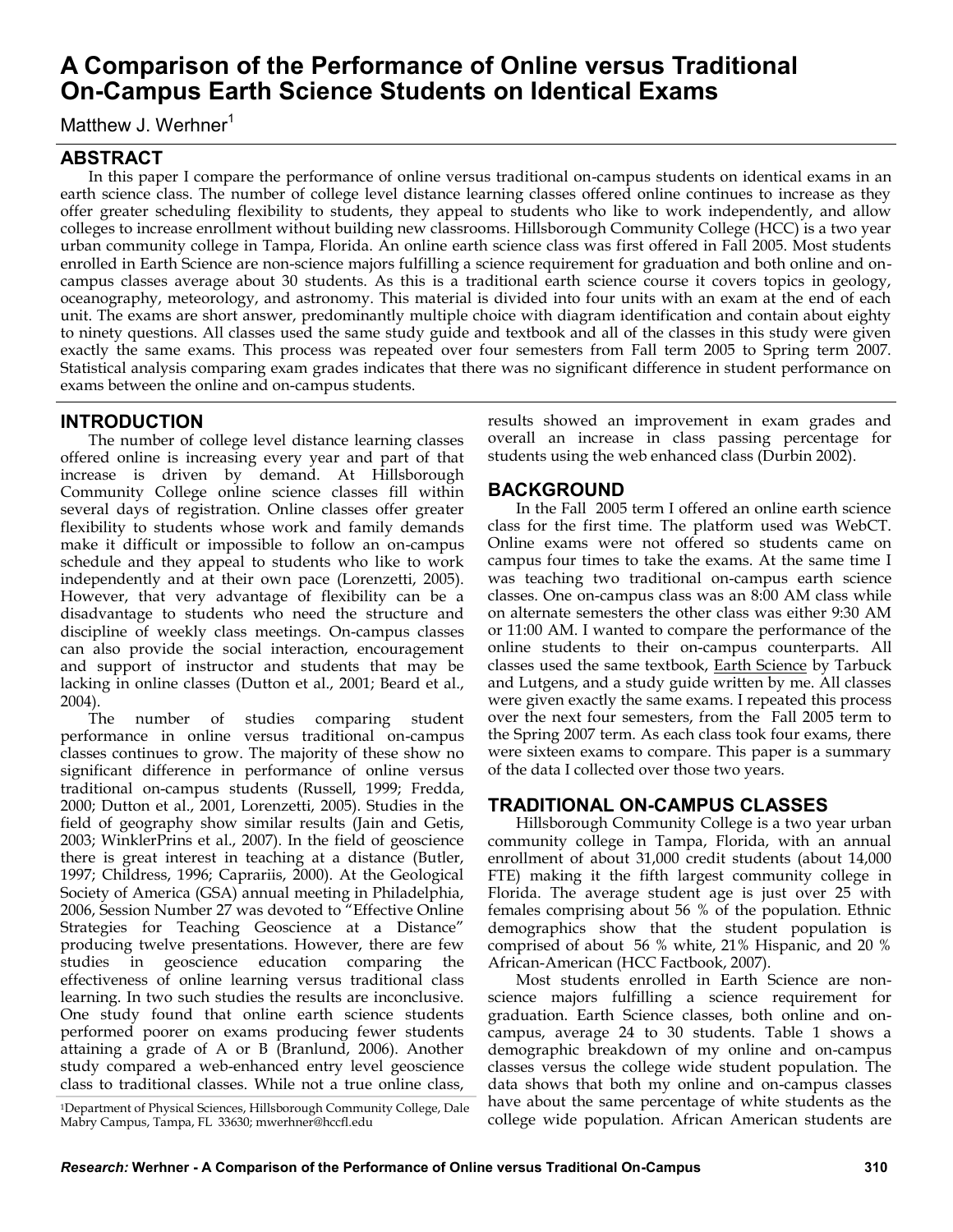// A Comparison of the Performance of Online versus Traditional On-Campus Earth Science Students on Identical Exams

Matthew J. Werhner[1]

## ABSTRACT

In this paper I compare the performance of online versus traditional on-campus students on identical exams in an earth science class. The number of college level distance learning classes offered online continues to increase as they offer greater scheduling flexibility to students, they appeal to students who like to work independently, and allow colleges to increase enrollment without building new classrooms. Hillsborough Community College (HCC) is a two year urban community college in Tampa, Florida. An online earth science class was first offered in Fall 2005. Most students enrolled in Earth Science are non-science majors fulfilling a science requirement for graduation and both online and on-campus classes average about 30 students. As this is a traditional earth science course it covers topics in geology, oceanography, meteorology, and astronomy. This material is divided into four units with an exam at the end of each unit. The exams are short answer, predominantly multiple choice with diagram identification and contain about eighty to ninety questions. All classes used the same study guide and textbook and all of the classes in this study were given exactly the same exams. This process was repeated over four semesters from Fall term 2005 to Spring term 2007. Statistical analysis comparing exam grades indicates that there was no significant difference in student performance on exams between the online and on-campus students.

## INTRODUCTION

The number of college level distance learning classes offered online is increasing every year and part of that increase is driven by demand. At Hillsborough Community College online science classes fill within several days of registration. Online classes offer greater flexibility to students whose work and family demands make it difficult or impossible to follow an on-campus schedule and they appeal to students who like to work independently and at their own pace (Lorenzetti, 2005). However, that very advantage of flexibility can be a disadvantage to students who need the structure and discipline of weekly class meetings. On-campus classes can also provide the social interaction, encouragement and support of instructor and students that may be lacking in online classes (Dutton et al., 2001; Beard et al., 2004).

The number of studies comparing student performance in online versus traditional on-campus classes continues to grow. The majority of these show no significant difference in performance of online versus traditional on-campus students (Russell, 1999; Fredda, 2000; Dutton et al., 2001, Lorenzetti, 2005). Studies in the field of geography show similar results (Jain and Getis, 2003; WinklerPrins et al., 2007). In the field of geoscience there is great interest in teaching at a distance (Butler, 1997; Childress, 1996; Caprariis, 2000). At the Geological Society of America (GSA) annual meeting in Philadelphia, 2006, Session Number 27 was devoted to "Effective Online Strategies for Teaching Geoscience at a Distance" producing twelve presentations. However, there are few studies in geoscience education comparing the effectiveness of online learning versus traditional class learning. In two such studies the results are inconclusive. One study found that online earth science students performed poorer on exams producing fewer students attaining a grade of A or B (Branlund, 2006). Another study compared a web-enhanced entry level geoscience class to traditional classes. While not a true online class, results showed an improvement in exam grades and overall an increase in class passing percentage for students using the web enhanced class (Durbin 2002).

## BACKGROUND

In the Fall 2005 term I offered an online earth science class for the first time. The platform used was WebCT. Online exams were not offered so students came on campus four times to take the exams. At the same time I was teaching two traditional on-campus earth science classes. One on-campus class was an 8:00 AM class while on alternate semesters the other class was either 9:30 AM or 11:00 AM. I wanted to compare the performance of the online students to their on-campus counterparts. All classes used the same textbook, Earth Science by Tarbuck and Lutgens, and a study guide written by me. All classes were given exactly the same exams. I repeated this process over the next four semesters, from the Fall 2005 term to the Spring 2007 term. As each class took four exams, there were sixteen exams to compare. This paper is a summary of the data I collected over those two years.

## TRADITIONAL ON-CAMPUS CLASSES

Hillsborough Community College is a two year urban community college in Tampa, Florida, with an annual enrollment of about 31,000 credit students (about 14,000 FTE) making it the fifth largest community college in Florida. The average student age is just over 25 with females comprising about 56 % of the population. Ethnic demographics show that the student population is comprised of about 56 % white, 21% Hispanic, and 20 % African-American (HCC Factbook, 2007).

Most students enrolled in Earth Science are non-science majors fulfilling a science requirement for graduation. Earth Science classes, both online and on-campus, average 24 to 30 students. Table 1 shows a demographic breakdown of my online and on-campus classes versus the college wide student population. The data shows that both my online and on-campus classes have about the same percentage of white students as the college wide population. African American students are

[1]Department of Physical Sciences, Hillsborough Community College, Dale Mabry Campus, Tampa, FL 33630; mwerhner@hccfl.edu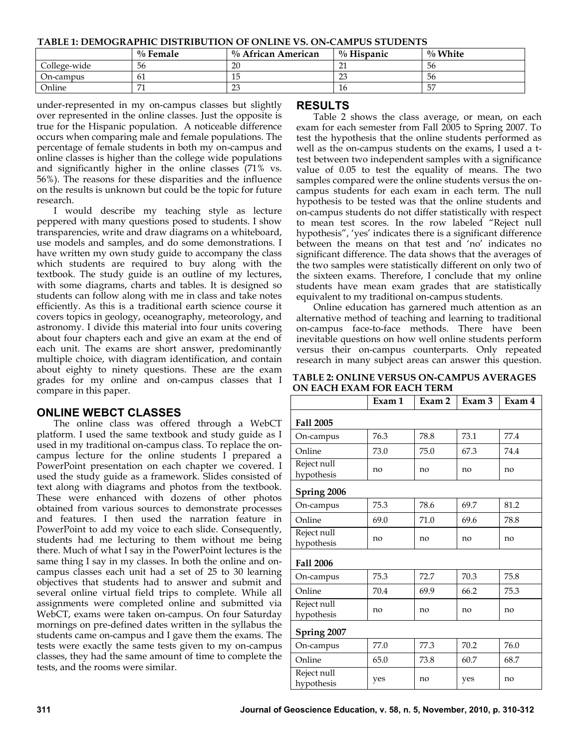**TABLE 1: DEMOGRAPHIC DISTRIBUTION OF ONLINE VS. ON-CAMPUS STUDENTS**

| | % Female | % African American | % Hispanic | % White |
|---|---|---|---|---|
| College-wide | 56 | 20 | 21 | 56 |
| On-campus | 61 | 15 | 23 | 56 |
| Online | 71 | 23 | 16 | 57 |

under-represented in my on-campus classes but slightly over represented in the online classes. Just the opposite is true for the Hispanic population. A noticeable difference occurs when comparing male and female populations. The percentage of female students in both my on-campus and online classes is higher than the college wide populations and significantly higher in the online classes (71% vs. 56%). The reasons for these disparities and the influence on the results is unknown but could be the topic for future research.

I would describe my teaching style as lecture peppered with many questions posed to students. I show transparencies, write and draw diagrams on a whiteboard, use models and samples, and do some demonstrations. I have written my own study guide to accompany the class which students are required to buy along with the textbook. The study guide is an outline of my lectures, with some diagrams, charts and tables. It is designed so students can follow along with me in class and take notes efficiently. As this is a traditional earth science course it covers topics in geology, oceanography, meteorology, and astronomy. I divide this material into four units covering about four chapters each and give an exam at the end of each unit. The exams are short answer, predominantly multiple choice, with diagram identification, and contain about eighty to ninety questions. These are the exam grades for my online and on-campus classes that I compare in this paper.

## ONLINE WEBCT CLASSES

The online class was offered through a WebCT platform. I used the same textbook and study guide as I used in my traditional on-campus class. To replace the on-campus lecture for the online students I prepared a PowerPoint presentation on each chapter we covered. I used the study guide as a framework. Slides consisted of text along with diagrams and photos from the textbook. These were enhanced with dozens of other photos obtained from various sources to demonstrate processes and features. I then used the narration feature in PowerPoint to add my voice to each slide. Consequently, students had me lecturing to them without me being there. Much of what I say in the PowerPoint lectures is the same thing I say in my classes. In both the online and on-campus classes each unit had a set of 25 to 30 learning objectives that students had to answer and submit and several online virtual field trips to complete. While all assignments were completed online and submitted via WebCT, exams were taken on-campus. On four Saturday mornings on pre-defined dates written in the syllabus the students came on-campus and I gave them the exams. The tests were exactly the same tests given to my on-campus classes, they had the same amount of time to complete the tests, and the rooms were similar.

## RESULTS

Table 2 shows the class average, or mean, on each exam for each semester from Fall 2005 to Spring 2007. To test the hypothesis that the online students performed as well as the on-campus students on the exams, I used a t-test between two independent samples with a significance value of 0.05 to test the equality of means. The two samples compared were the online students versus the on-campus students for each exam in each term. The null hypothesis to be tested was that the online students and on-campus students do not differ statistically with respect to mean test scores. In the row labeled "Reject null hypothesis", 'yes' indicates there is a significant difference between the means on that test and 'no' indicates no significant difference. The data shows that the averages of the two samples were statistically different on only two of the sixteen exams. Therefore, I conclude that my online students have mean exam grades that are statistically equivalent to my traditional on-campus students.

Online education has garnered much attention as an alternative method of teaching and learning to traditional on-campus face-to-face methods. There have been inevitable questions on how well online students perform versus their on-campus counterparts. Only repeated research in many subject areas can answer this question.

**TABLE 2: ONLINE VERSUS ON-CAMPUS AVERAGES ON EACH EXAM FOR EACH TERM**

| | Exam 1 | Exam 2 | Exam 3 | Exam 4 |
|---|---|---|---|---|
| **Fall 2005** | | | | |
| On-campus | 76.3 | 78.8 | 73.1 | 77.4 |
| Online | 73.0 | 75.0 | 67.3 | 74.4 |
| Reject null hypothesis | no | no | no | no |
| **Spring 2006** | | | | |
| On-campus | 75.3 | 78.6 | 69.7 | 81.2 |
| Online | 69.0 | 71.0 | 69.6 | 78.8 |
| Reject null hypothesis | no | no | no | no |
| **Fall 2006** | | | | |
| On-campus | 75.3 | 72.7 | 70.3 | 75.8 |
| Online | 70.4 | 69.9 | 66.2 | 75.3 |
| Reject null hypothesis | no | no | no | no |
| **Spring 2007** | | | | |
| On-campus | 77.0 | 77.3 | 70.2 | 76.0 |
| Online | 65.0 | 73.8 | 60.7 | 68.7 |
| Reject null hypothesis | yes | no | yes | no |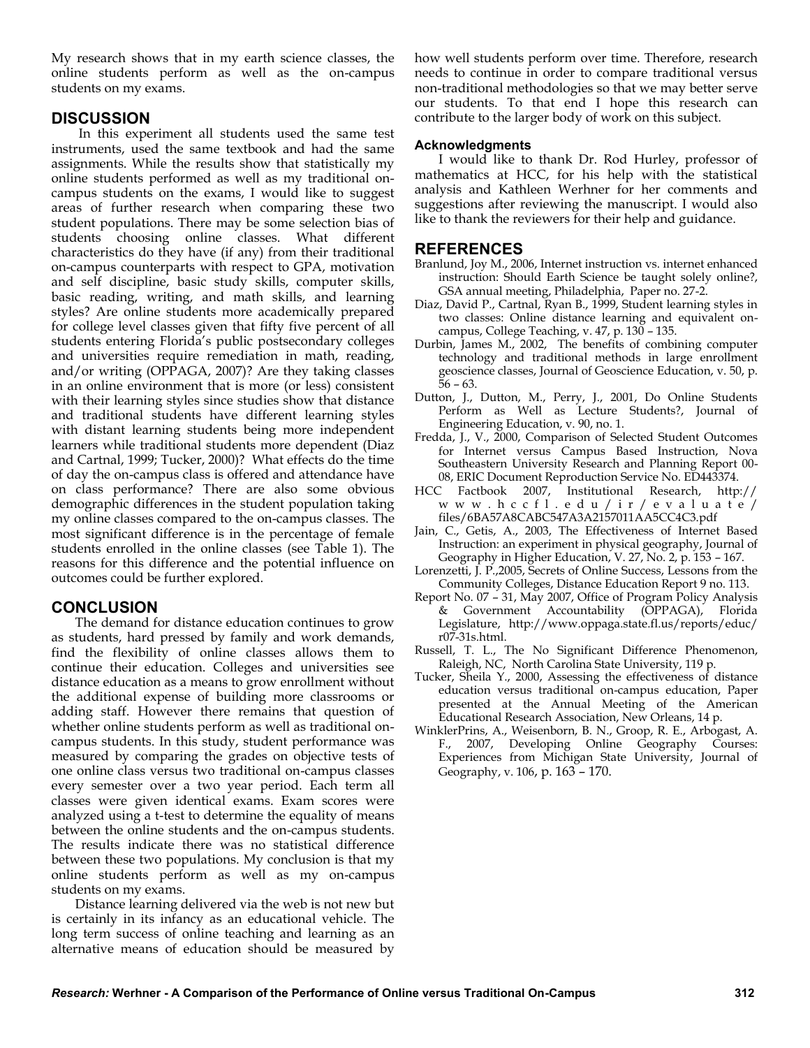My research shows that in my earth science classes, the online students perform as well as the on-campus students on my exams.

## DISCUSSION

In this experiment all students used the same test instruments, used the same textbook and had the same assignments. While the results show that statistically my online students performed as well as my traditional on-campus students on the exams, I would like to suggest areas of further research when comparing these two student populations. There may be some selection bias of students choosing online classes. What different characteristics do they have (if any) from their traditional on-campus counterparts with respect to GPA, motivation and self discipline, basic study skills, computer skills, basic reading, writing, and math skills, and learning styles? Are online students more academically prepared for college level classes given that fifty five percent of all students entering Florida's public postsecondary colleges and universities require remediation in math, reading, and/or writing (OPPAGA, 2007)? Are they taking classes in an online environment that is more (or less) consistent with their learning styles since studies show that distance and traditional students have different learning styles with distant learning students being more independent learners while traditional students more dependent (Diaz and Cartnal, 1999; Tucker, 2000)? What effects do the time of day the on-campus class is offered and attendance have on class performance? There are also some obvious demographic differences in the student population taking my online classes compared to the on-campus classes. The most significant difference is in the percentage of female students enrolled in the online classes (see Table 1). The reasons for this difference and the potential influence on outcomes could be further explored.

## CONCLUSION

The demand for distance education continues to grow as students, hard pressed by family and work demands, find the flexibility of online classes allows them to continue their education. Colleges and universities see distance education as a means to grow enrollment without the additional expense of building more classrooms or adding staff. However there remains that question of whether online students perform as well as traditional on-campus students. In this study, student performance was measured by comparing the grades on objective tests of one online class versus two traditional on-campus classes every semester over a two year period. Each term all classes were given identical exams. Exam scores were analyzed using a t-test to determine the equality of means between the online students and the on-campus students. The results indicate there was no statistical difference between these two populations. My conclusion is that my online students perform as well as my on-campus students on my exams.

Distance learning delivered via the web is not new but is certainly in its infancy as an educational vehicle. The long term success of online teaching and learning as an alternative means of education should be measured by how well students perform over time. Therefore, research needs to continue in order to compare traditional versus non-traditional methodologies so that we may better serve our students. To that end I hope this research can contribute to the larger body of work on this subject.

### Acknowledgments

I would like to thank Dr. Rod Hurley, professor of mathematics at HCC, for his help with the statistical analysis and Kathleen Werhner for her comments and suggestions after reviewing the manuscript. I would also like to thank the reviewers for their help and guidance.

## REFERENCES

Branlund, Joy M., 2006, Internet instruction vs. internet enhanced instruction: Should Earth Science be taught solely online?, GSA annual meeting, Philadelphia, Paper no. 27-2.

Diaz, David P., Cartnal, Ryan B., 1999, Student learning styles in two classes: Online distance learning and equivalent on-campus, College Teaching, v. 47, p. 130 – 135.

Durbin, James M., 2002, The benefits of combining computer technology and traditional methods in large enrollment geoscience classes, Journal of Geoscience Education, v. 50, p. 56 – 63.

Dutton, J., Dutton, M., Perry, J., 2001, Do Online Students Perform as Well as Lecture Students?, Journal of Engineering Education, v. 90, no. 1.

Fredda, J., V., 2000, Comparison of Selected Student Outcomes for Internet versus Campus Based Instruction, Nova Southeastern University Research and Planning Report 00-08, ERIC Document Reproduction Service No. ED443374.

HCC Factbook 2007, Institutional Research, http://www.hccfl.edu/ir/evaluate/files/6BA57A8CABC547A3A2157011AA5CC4C3.pdf

Jain, C., Getis, A., 2003, The Effectiveness of Internet Based Instruction: an experiment in physical geography, Journal of Geography in Higher Education, V. 27, No. 2, p. 153 – 167.

Lorenzetti, J. P.,2005, Secrets of Online Success, Lessons from the Community Colleges, Distance Education Report 9 no. 113.

Report No. 07 – 31, May 2007, Office of Program Policy Analysis & Government Accountability (OPPAGA), Florida Legislature, http://www.oppaga.state.fl.us/reports/educ/r07-31s.html.

Russell, T. L., The No Significant Difference Phenomenon, Raleigh, NC, North Carolina State University, 119 p.

Tucker, Sheila Y., 2000, Assessing the effectiveness of distance education versus traditional on-campus education, Paper presented at the Annual Meeting of the American Educational Research Association, New Orleans, 14 p.

WinklerPrins, A., Weisenborn, B. N., Groop, R. E., Arbogast, A. F., 2007, Developing Online Geography Courses: Experiences from Michigan State University, Journal of Geography, v. 106, p. 163 – 170.